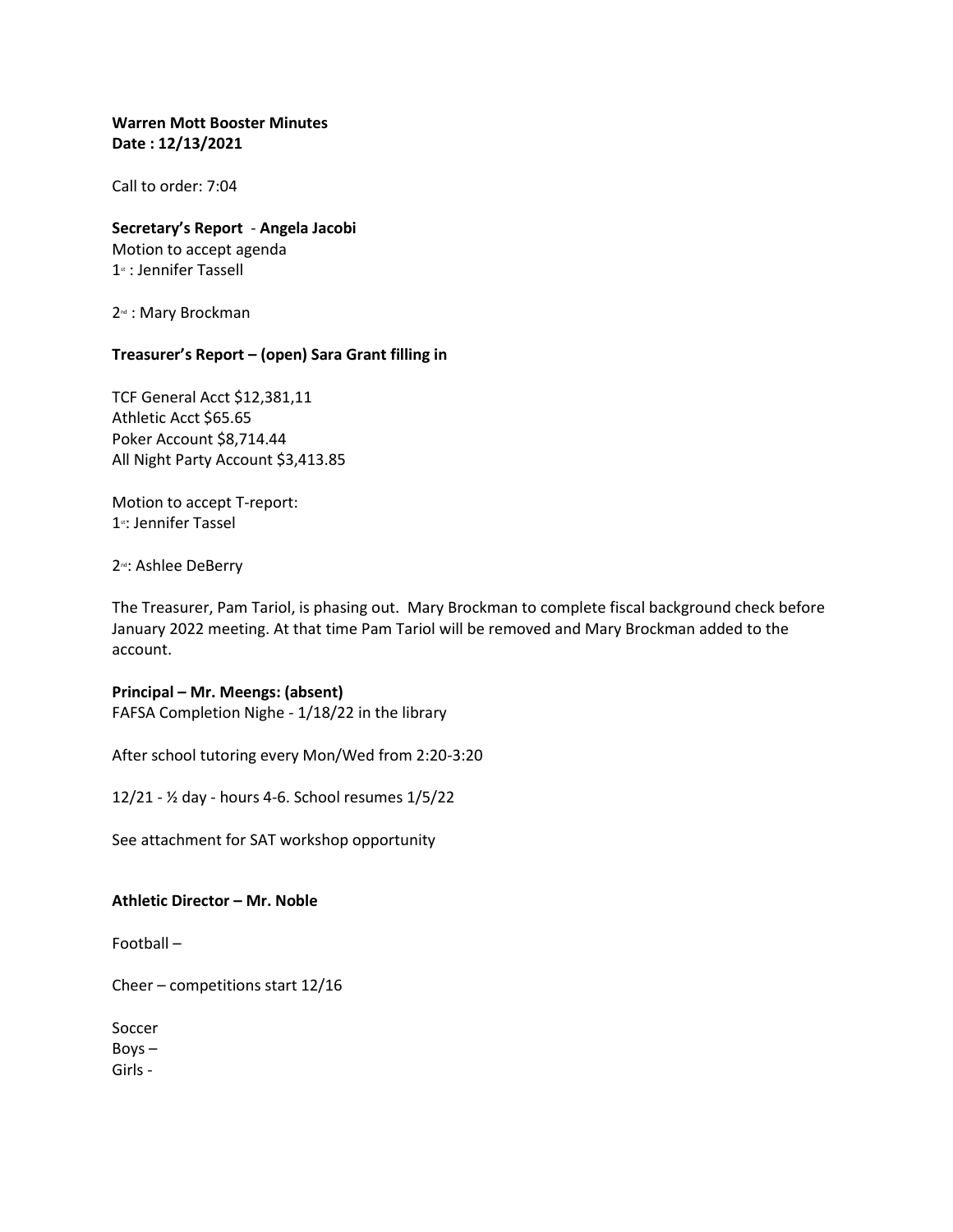**Warren Mott Booster Minutes**
**Date : 12/13/2021**

Call to order: 7:04

**Secretary's Report** - **Angela Jacobi**
Motion to accept agenda
1st : Jennifer Tassell

2nd : Mary Brockman

**Treasurer's Report – (open) Sara Grant filling in**

TCF General Acct $12,381,11
Athletic Acct $65.65
Poker Account $8,714.44
All Night Party Account $3,413.85

Motion to accept T-report:
1st: Jennifer Tassel

2nd: Ashlee DeBerry

The Treasurer, Pam Tariol, is phasing out. Mary Brockman to complete fiscal background check before January 2022 meeting. At that time Pam Tariol will be removed and Mary Brockman added to the account.

**Principal – Mr. Meengs: (absent)**
FAFSA Completion Nighe - 1/18/22 in the library

After school tutoring every Mon/Wed from 2:20-3:20

12/21 - ½ day - hours 4-6. School resumes 1/5/22

See attachment for SAT workshop opportunity

**Athletic Director – Mr. Noble**

Football –

Cheer – competitions start 12/16

Soccer
Boys –
Girls -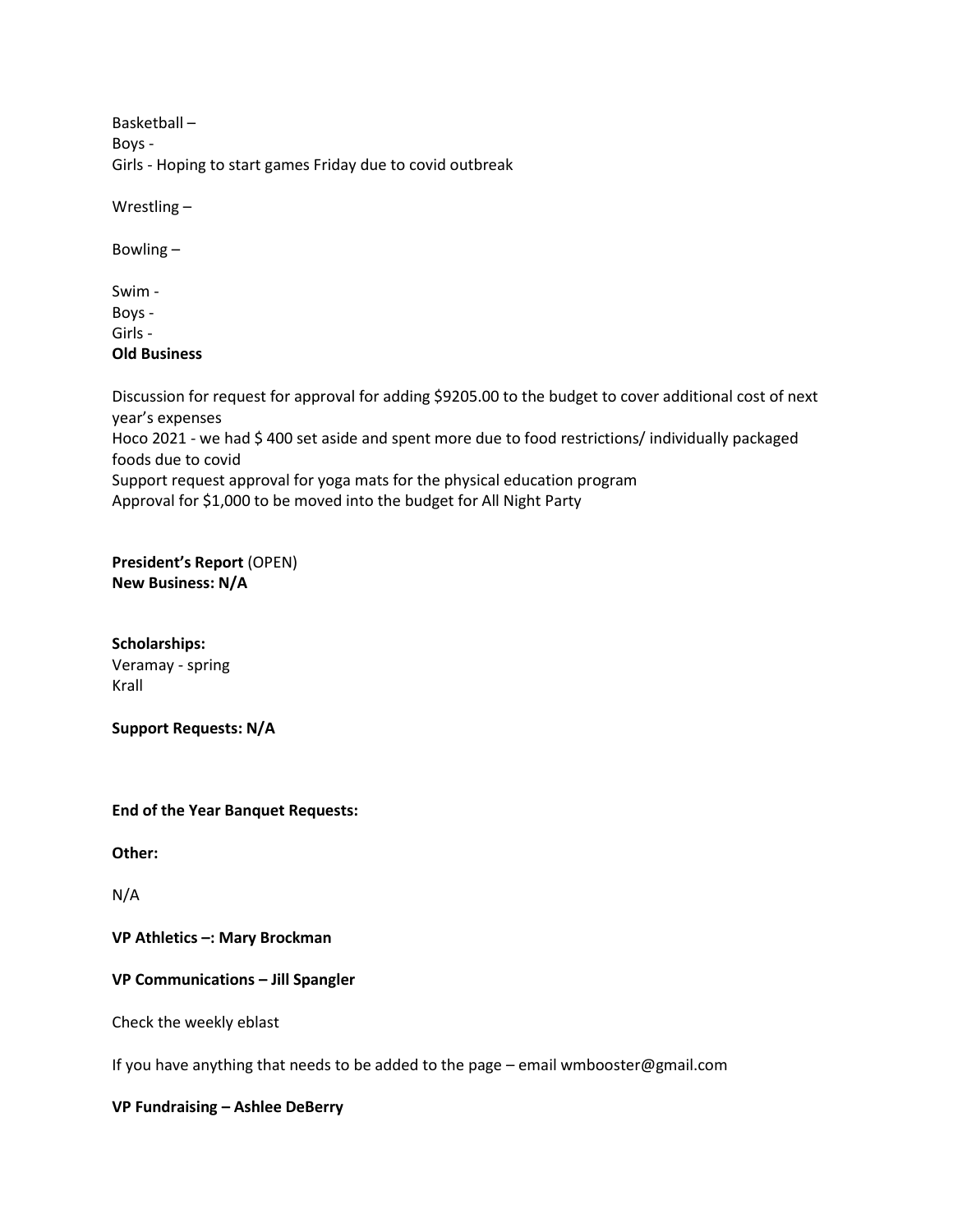Basketball –
Boys -
Girls - Hoping to start games Friday due to covid outbreak

Wrestling –

Bowling –

Swim -
Boys -
Girls -

**Old Business**

Discussion for request for approval for adding $9205.00 to the budget to cover additional cost of next year's expenses
Hoco 2021 - we had $ 400 set aside and spent more due to food restrictions/ individually packaged foods due to covid
Support request approval for yoga mats for the physical education program
Approval for $1,000 to be moved into the budget for All Night Party

**President's Report** (OPEN)
**New Business: N/A**

**Scholarships:**
Veramay - spring
Krall

**Support Requests: N/A**

**End of the Year Banquet Requests:**

**Other:**

N/A

**VP Athletics –: Mary Brockman**

**VP Communications – Jill Spangler**

Check the weekly eblast

If you have anything that needs to be added to the page – email wmbooster@gmail.com

**VP Fundraising – Ashlee DeBerry**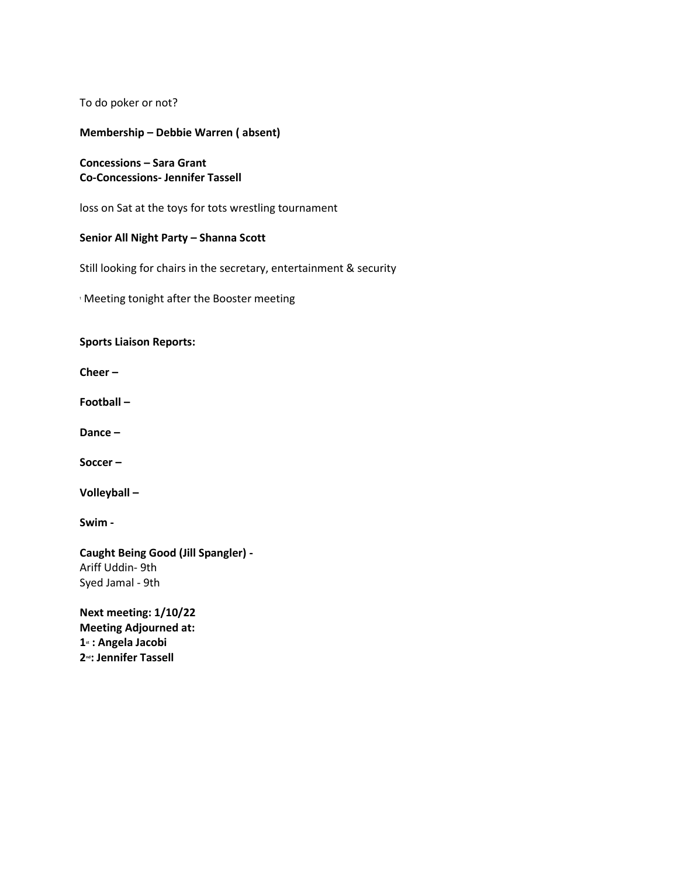To do poker or not?

**Membership – Debbie Warren ( absent)**

**Concessions – Sara Grant**
**Co-Concessions- Jennifer Tassell**

loss on Sat at the toys for tots wrestling tournament

**Senior All Night Party – Shanna Scott**

Still looking for chairs in the secretary, entertainment & security

Meeting tonight after the Booster meeting

**Sports Liaison Reports:**

**Cheer –**

**Football –**

**Dance –**

**Soccer –**

**Volleyball –**

**Swim -**

**Caught Being Good (Jill Spangler) -**
Ariff Uddin- 9th
Syed Jamal - 9th

**Next meeting: 1/10/22**
**Meeting Adjourned at:**
**1st : Angela Jacobi**
**2nd: Jennifer Tassell**